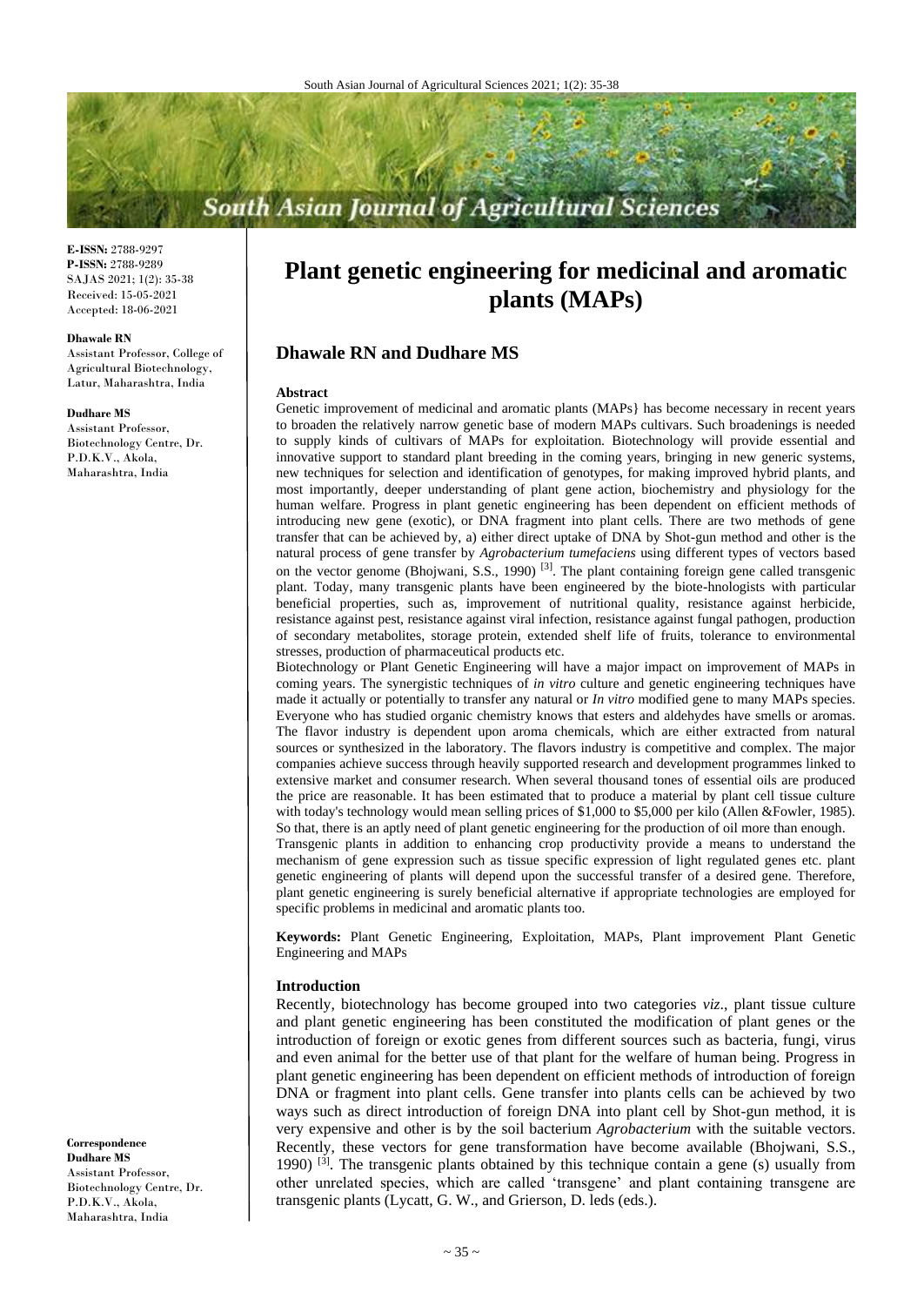**E-ISSN:** 2788-9297
**P-ISSN:** 2788-9289
SAJAS 2021; 1(2): 35-38
Received: 15-05-2021
Accepted: 18-06-2021

**Dhawale RN**
Assistant Professor, College of Agricultural Biotechnology, Latur, Maharashtra, India

**Dudhare MS**
Assistant Professor, Biotechnology Centre, Dr. P.D.K.V., Akola, Maharashtra, India

**Correspondence**
**Dudhare MS**
Assistant Professor, Biotechnology Centre, Dr. P.D.K.V., Akola, Maharashtra, India

# Plant genetic engineering for medicinal and aromatic plants (MAPs)

## Dhawale RN and Dudhare MS

### Abstract

Genetic improvement of medicinal and aromatic plants (MAPs} has become necessary in recent years to broaden the relatively narrow genetic base of modern MAPs cultivars. Such broadenings is needed to supply kinds of cultivars of MAPs for exploitation. Biotechnology will provide essential and innovative support to standard plant breeding in the coming years, bringing in new generic systems, new techniques for selection and identification of genotypes, for making improved hybrid plants, and most importantly, deeper understanding of plant gene action, biochemistry and physiology for the human welfare. Progress in plant genetic engineering has been dependent on efficient methods of introducing new gene (exotic), or DNA fragment into plant cells. There are two methods of gene transfer that can be achieved by, a) either direct uptake of DNA by Shot-gun method and other is the natural process of gene transfer by *Agrobacterium tumefaciens* using different types of vectors based on the vector genome (Bhojwani, S.S., 1990) [3]. The plant containing foreign gene called transgenic plant. Today, many transgenic plants have been engineered by the biote-hnologists with particular beneficial properties, such as, improvement of nutritional quality, resistance against herbicide, resistance against pest, resistance against viral infection, resistance against fungal pathogen, production of secondary metabolites, storage protein, extended shelf life of fruits, tolerance to environmental stresses, production of pharmaceutical products etc.

Biotechnology or Plant Genetic Engineering will have a major impact on improvement of MAPs in coming years. The synergistic techniques of *in vitro* culture and genetic engineering techniques have made it actually or potentially to transfer any natural or *In vitro* modified gene to many MAPs species. Everyone who has studied organic chemistry knows that esters and aldehydes have smells or aromas. The flavor industry is dependent upon aroma chemicals, which are either extracted from natural sources or synthesized in the laboratory. The flavors industry is competitive and complex. The major companies achieve success through heavily supported research and development programmes linked to extensive market and consumer research. When several thousand tones of essential oils are produced the price are reasonable. It has been estimated that to produce a material by plant cell tissue culture with today's technology would mean selling prices of $1,000 to $5,000 per kilo (Allen &Fowler, 1985). So that, there is an aptly need of plant genetic engineering for the production of oil more than enough.

Transgenic plants in addition to enhancing crop productivity provide a means to understand the mechanism of gene expression such as tissue specific expression of light regulated genes etc. plant genetic engineering of plants will depend upon the successful transfer of a desired gene. Therefore, plant genetic engineering is surely beneficial alternative if appropriate technologies are employed for specific problems in medicinal and aromatic plants too.

**Keywords:** Plant Genetic Engineering, Exploitation, MAPs, Plant improvement Plant Genetic Engineering and MAPs

### Introduction

Recently, biotechnology has become grouped into two categories *viz*., plant tissue culture and plant genetic engineering has been constituted the modification of plant genes or the introduction of foreign or exotic genes from different sources such as bacteria, fungi, virus and even animal for the better use of that plant for the welfare of human being. Progress in plant genetic engineering has been dependent on efficient methods of introduction of foreign DNA or fragment into plant cells. Gene transfer into plants cells can be achieved by two ways such as direct introduction of foreign DNA into plant cell by Shot-gun method, it is very expensive and other is by the soil bacterium *Agrobacterium* with the suitable vectors. Recently, these vectors for gene transformation have become available (Bhojwani, S.S., 1990) [3]. The transgenic plants obtained by this technique contain a gene (s) usually from other unrelated species, which are called 'transgene' and plant containing transgene are transgenic plants (Lycatt, G. W., and Grierson, D. leds (eds.).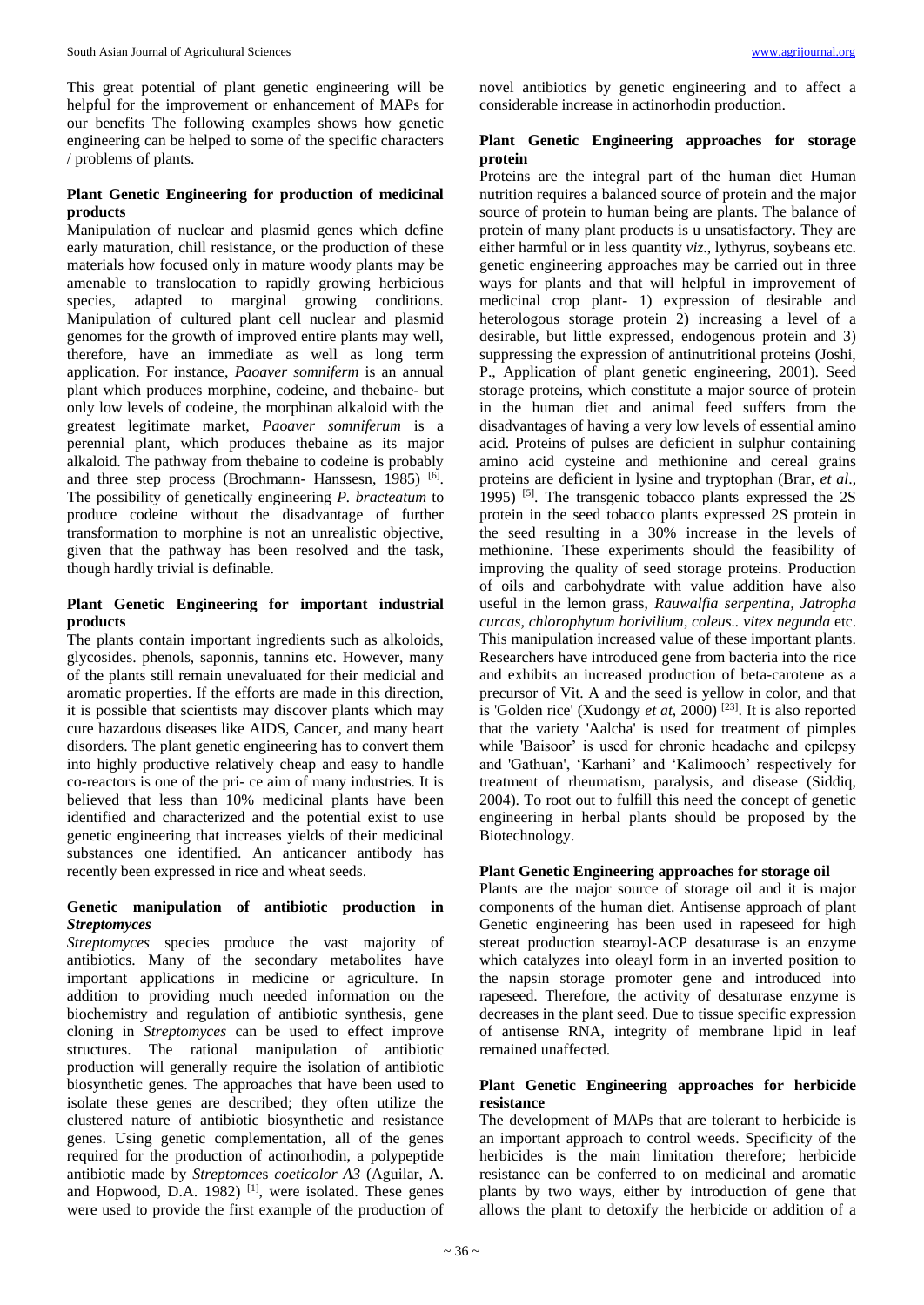This great potential of plant genetic engineering will be helpful for the improvement or enhancement of MAPs for our benefits The following examples shows how genetic engineering can be helped to some of the specific characters / problems of plants.

### Plant Genetic Engineering for production of medicinal products

Manipulation of nuclear and plasmid genes which define early maturation, chill resistance, or the production of these materials how focused only in mature woody plants may be amenable to translocation to rapidly growing herbicious species, adapted to marginal growing conditions. Manipulation of cultured plant cell nuclear and plasmid genomes for the growth of improved entire plants may well, therefore, have an immediate as well as long term application. For instance, *Paoaver somniferm* is an annual plant which produces morphine, codeine, and thebaine- but only low levels of codeine, the morphinan alkaloid with the greatest legitimate market, *Paoaver somniferum* is a perennial plant, which produces thebaine as its major alkaloid. The pathway from thebaine to codeine is probably and three step process (Brochmann- Hanssesn, 1985) [6]. The possibility of genetically engineering *P. bracteatum* to produce codeine without the disadvantage of further transformation to morphine is not an unrealistic objective, given that the pathway has been resolved and the task, though hardly trivial is definable.

### Plant Genetic Engineering for important industrial products

The plants contain important ingredients such as alkoloids, glycosides. phenols, saponnis, tannins etc. However, many of the plants still remain unevaluated for their medicial and aromatic properties. If the efforts are made in this direction, it is possible that scientists may discover plants which may cure hazardous diseases like AIDS, Cancer, and many heart disorders. The plant genetic engineering has to convert them into highly productive relatively cheap and easy to handle co-reactors is one of the pri- ce aim of many industries. It is believed that less than 10% medicinal plants have been identified and characterized and the potential exist to use genetic engineering that increases yields of their medicinal substances one identified. An anticancer antibody has recently been expressed in rice and wheat seeds.

### Genetic manipulation of antibiotic production in *Streptomyces*

*Streptomyces* species produce the vast majority of antibiotics. Many of the secondary metabolites have important applications in medicine or agriculture. In addition to providing much needed information on the biochemistry and regulation of antibiotic synthesis, gene cloning in *Streptomyces* can be used to effect improve structures. The rational manipulation of antibiotic production will generally require the isolation of antibiotic biosynthetic genes. The approaches that have been used to isolate these genes are described; they often utilize the clustered nature of antibiotic biosynthetic and resistance genes. Using genetic complementation, all of the genes required for the production of actinorhodin, a polypeptide antibiotic made by *Streptomces coeticolor A3* (Aguilar, A. and Hopwood, D.A. 1982) [1], were isolated. These genes were used to provide the first example of the production of novel antibiotics by genetic engineering and to affect a considerable increase in actinorhodin production.

### Plant Genetic Engineering approaches for storage protein

Proteins are the integral part of the human diet Human nutrition requires a balanced source of protein and the major source of protein to human being are plants. The balance of protein of many plant products is u unsatisfactory. They are either harmful or in less quantity *viz*., lythyrus, soybeans etc. genetic engineering approaches may be carried out in three ways for plants and that will helpful in improvement of medicinal crop plant- 1) expression of desirable and heterologous storage protein 2) increasing a level of a desirable, but little expressed, endogenous protein and 3) suppressing the expression of antinutritional proteins (Joshi, P., Application of plant genetic engineering, 2001). Seed storage proteins, which constitute a major source of protein in the human diet and animal feed suffers from the disadvantages of having a very low levels of essential amino acid. Proteins of pulses are deficient in sulphur containing amino acid cysteine and methionine and cereal grains proteins are deficient in lysine and tryptophan (Brar, *et al*., 1995) [5]. The transgenic tobacco plants expressed the 2S protein in the seed tobacco plants expressed 2S protein in the seed resulting in a 30% increase in the levels of methionine. These experiments should the feasibility of improving the quality of seed storage proteins. Production of oils and carbohydrate with value addition have also useful in the lemon grass, *Rauwalfia serpentina, Jatropha curcas, chlorophytum borivilium*, *coleus.. vitex negunda* etc. This manipulation increased value of these important plants. Researchers have introduced gene from bacteria into the rice and exhibits an increased production of beta-carotene as a precursor of Vit. A and the seed is yellow in color, and that is 'Golden rice' (Xudongy *et at*, 2000) [23]. It is also reported that the variety 'Aalcha' is used for treatment of pimples while 'Baisoor' is used for chronic headache and epilepsy and 'Gathuan', 'Karhani' and 'Kalimooch' respectively for treatment of rheumatism, paralysis, and disease (Siddiq, 2004). To root out to fulfill this need the concept of genetic engineering in herbal plants should be proposed by the Biotechnology.

### Plant Genetic Engineering approaches for storage oil

Plants are the major source of storage oil and it is major components of the human diet. Antisense approach of plant Genetic engineering has been used in rapeseed for high stereat production stearoyl-ACP desaturase is an enzyme which catalyzes into oleayl form in an inverted position to the napsin storage promoter gene and introduced into rapeseed. Therefore, the activity of desaturase enzyme is decreases in the plant seed. Due to tissue specific expression of antisense RNA, integrity of membrane lipid in leaf remained unaffected.

### Plant Genetic Engineering approaches for herbicide resistance

The development of MAPs that are tolerant to herbicide is an important approach to control weeds. Specificity of the herbicides is the main limitation therefore; herbicide resistance can be conferred to on medicinal and aromatic plants by two ways, either by introduction of gene that allows the plant to detoxify the herbicide or addition of a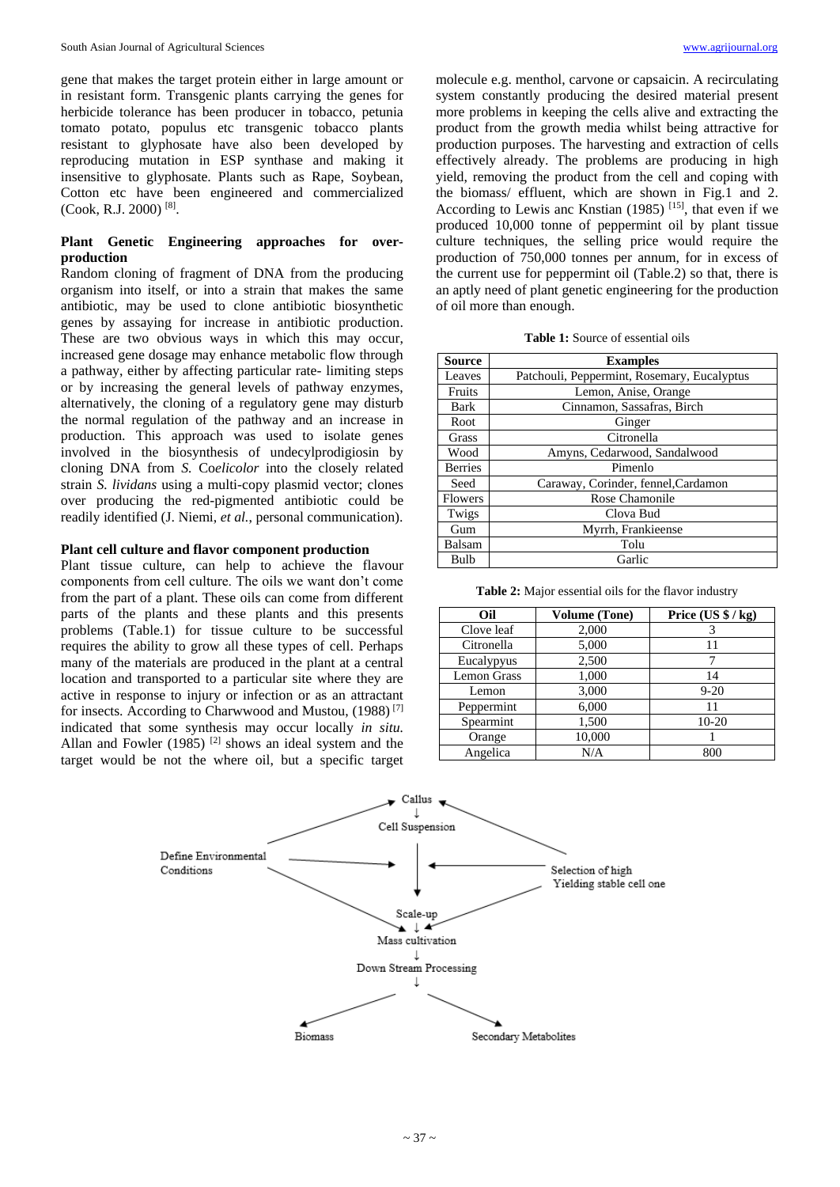gene that makes the target protein either in large amount or in resistant form. Transgenic plants carrying the genes for herbicide tolerance has been producer in tobacco, petunia tomato potato, populus etc transgenic tobacco plants resistant to glyphosate have also been developed by reproducing mutation in ESP synthase and making it insensitive to glyphosate. Plants such as Rape, Soybean, Cotton etc have been engineered and commercialized (Cook, R.J. 2000) [8].

**Plant Genetic Engineering approaches for over-production**

Random cloning of fragment of DNA from the producing organism into itself, or into a strain that makes the same antibiotic, may be used to clone antibiotic biosynthetic genes by assaying for increase in antibiotic production. These are two obvious ways in which this may occur, increased gene dosage may enhance metabolic flow through a pathway, either by affecting particular rate- limiting steps or by increasing the general levels of pathway enzymes, alternatively, the cloning of a regulatory gene may disturb the normal regulation of the pathway and an increase in production. This approach was used to isolate genes involved in the biosynthesis of undecylprodigiosin by cloning DNA from *S.* C*oelicolor* into the closely related strain *S. lividans* using a multi-copy plasmid vector; clones over producing the red-pigmented antibiotic could be readily identified (J. Niemi, *et al.*, personal communication).

**Plant cell culture and flavor component production**

Plant tissue culture, can help to achieve the flavour components from cell culture. The oils we want don't come from the part of a plant. These oils can come from different parts of the plants and these plants and this presents problems (Table.1) for tissue culture to be successful requires the ability to grow all these types of cell. Perhaps many of the materials are produced in the plant at a central location and transported to a particular site where they are active in response to injury or infection or as an attractant for insects. According to Charwood and Mustou, (1988) [7] indicated that some synthesis may occur locally *in situ.* Allan and Fowler (1985) [2] shows an ideal system and the target would be not the where oil, but a specific target molecule e.g. menthol, carvone or capsaicin. A recirculating system constantly producing the desired material present more problems in keeping the cells alive and extracting the product from the growth media whilst being attractive for production purposes. The harvesting and extraction of cells effectively already. The problems are producing in high yield, removing the product from the cell and coping with the biomass/ effluent, which are shown in Fig.1 and 2. According to Lewis anc Knstian (1985) [15], that even if we produced 10,000 tonne of peppermint oil by plant tissue culture techniques, the selling price would require the production of 750,000 tonnes per annum, for in excess of the current use for peppermint oil (Table.2) so that, there is an aptly need of plant genetic engineering for the production of oil more than enough.

**Table 1:** Source of essential oils

| Source | Examples |
|---|---|
| Leaves | Patchouli, Peppermint, Rosemary, Eucalyptus |
| Fruits | Lemon, Anise, Orange |
| Bark | Cinnamon, Sassafras, Birch |
| Root | Ginger |
| Grass | Citronella |
| Wood | Amyns, Cedarwood, Sandalwood |
| Berries | Pimenlo |
| Seed | Caraway, Corinder, fennel,Cardamon |
| Flowers | Rose Chamonile |
| Twigs | Clova Bud |
| Gum | Myrrh, Frankieense |
| Balsam | Tolu |
| Bulb | Garlic |

**Table 2:** Major essential oils for the flavor industry

| Oil | Volume (Tone) | Price (US $ / kg) |
|---|---|---|
| Clove leaf | 2,000 | 3 |
| Citronella | 5,000 | 11 |
| Eucalypyus | 2,500 | 7 |
| Lemon Grass | 1,000 | 14 |
| Lemon | 3,000 | 9-20 |
| Peppermint | 6,000 | 11 |
| Spearmint | 1,500 | 10-20 |
| Orange | 10,000 | 1 |
| Angelica | N/A | 800 |

Callus
↓
Cell Suspension

Define Environmental Conditions

Selection of high Yielding stable cell one

Scale-up
↓
Mass cultivation
↓
Down Stream Processing
↓

Biomass

Secondary Metabolites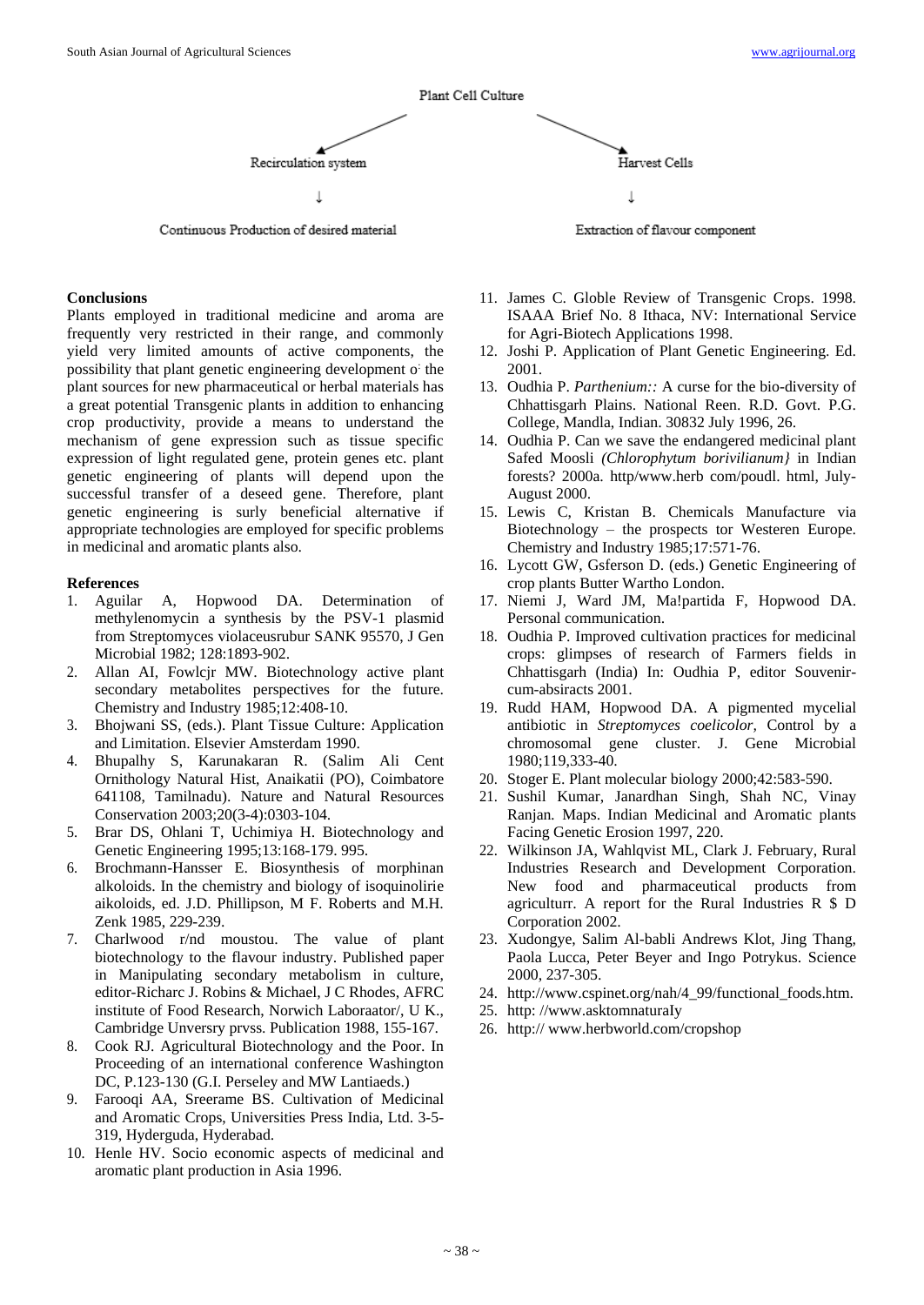Plant Cell Culture

Recirculation system

↓

Continuous Production of desired material

Harvest Cells

↓

Extraction of flavour component

**Conclusions**

Plants employed in traditional medicine and aroma are frequently very restricted in their range, and commonly yield very limited amounts of active components, the possibility that plant genetic engineering development o: the plant sources for new pharmaceutical or herbal materials has a great potential Transgenic plants in addition to enhancing crop productivity, provide a means to understand the mechanism of gene expression such as tissue specific expression of light regulated gene, protein genes etc. plant genetic engineering of plants will depend upon the successful transfer of a deseed gene. Therefore, plant genetic engineering is surly beneficial alternative if appropriate technologies are employed for specific problems in medicinal and aromatic plants also.

**References**

1. Aguilar A, Hopwood DA. Determination of methylenomycin a synthesis by the PSV-1 plasmid from Streptomyces violaceusrubur SANK 95570, J Gen Microbial 1982; 128:1893-902.
2. Allan AI, Fowlcjr MW. Biotechnology active plant secondary metabolites perspectives for the future. Chemistry and Industry 1985;12:408-10.
3. Bhojwani SS, (eds.). Plant Tissue Culture: Application and Limitation. Elsevier Amsterdam 1990.
4. Bhupalhy S, Karunakaran R. (Salim Ali Cent Ornithology Natural Hist, Anaikatii (PO), Coimbatore 641108, Tamilnadu). Nature and Natural Resources Conservation 2003;20(3-4):0303-104.
5. Brar DS, Ohlani T, Uchimiya H. Biotechnology and Genetic Engineering 1995;13:168-179. 995.
6. Brochmann-Hansser E. Biosynthesis of morphinan alkoloids. In the chemistry and biology of isoquinolirie aikoloids, ed. J.D. Phillipson, M F. Roberts and M.H. Zenk 1985, 229-239.
7. Charlwood r/nd moustou. The value of plant biotechnology to the flavour industry. Published paper in Manipulating secondary metabolism in culture, editor-Richarc J. Robins & Michael, J C Rhodes, AFRC institute of Food Research, Norwich Laboraator/, U K., Cambridge Unversy prvss. Publication 1988, 155-167.
8. Cook RJ. Agricultural Biotechnology and the Poor. In Proceeding of an international conference Washington DC, P.123-130 (G.I. Perseley and MW Lantiaeds.)
9. Farooqi AA, Sreerame BS. Cultivation of Medicinal and Aromatic Crops, Universities Press India, Ltd. 3-5-319, Hyderguda, Hyderabad.
10. Henle HV. Socio economic aspects of medicinal and aromatic plant production in Asia 1996.
11. James C. Globle Review of Transgenic Crops. 1998. ISAAA Brief No. 8 Ithaca, NV: International Service for Agri-Biotech Applications 1998.
12. Joshi P. Application of Plant Genetic Engineering. Ed. 2001.
13. Oudhia P. *Parthenium::* A curse for the bio-diversity of Chhattisgarh Plains. National Reen. R.D. Govt. P.G. College, Mandla, Indian. 30832 July 1996, 26.
14. Oudhia P. Can we save the endangered medicinal plant Safed Moosli *(Chlorophytum borivilianum}* in Indian forests? 2000a. http/www.herb com/poudl. html, July-August 2000.
15. Lewis C, Kristan B. Chemicals Manufacture via Biotechnology – the prospects tor Westeren Europe. Chemistry and Industry 1985;17:571-76.
16. Lycott GW, Gsferson D. (eds.) Genetic Engineering of crop plants Butter Wartho London.
17. Niemi J, Ward JM, Ma!partida F, Hopwood DA. Personal communication.
18. Oudhia P. Improved cultivation practices for medicinal crops: glimpses of research of Farmers fields in Chhattisgarh (India) In: Oudhia P, editor Souvenir-cum-absiracts 2001.
19. Rudd HAM, Hopwood DA. A pigmented mycelial antibiotic in *Streptomyces coelicolor*, Control by a chromosomal gene cluster. J. Gene Microbial 1980;119,333-40.
20. Stoger E. Plant molecular biology 2000;42:583-590.
21. Sushil Kumar, Janardhan Singh, Shah NC, Vinay Ranjan. Maps. Indian Medicinal and Aromatic plants Facing Genetic Erosion 1997, 220.
22. Wilkinson JA, Wahlqvist ML, Clark J. February, Rural Industries Research and Development Corporation. New food and pharmaceutical products from agriculturr. A report for the Rural Industries R $ D Corporation 2002.
23. Xudongye, Salim Al-babli Andrews Klot, Jing Thang, Paola Lucca, Peter Beyer and Ingo Potrykus. Science 2000, 237-305.
24. http://www.cspinet.org/nah/4_99/functional_foods.htm.
25. http: //www.asktomnaturaly
26. http:// www.herbworld.com/cropshop